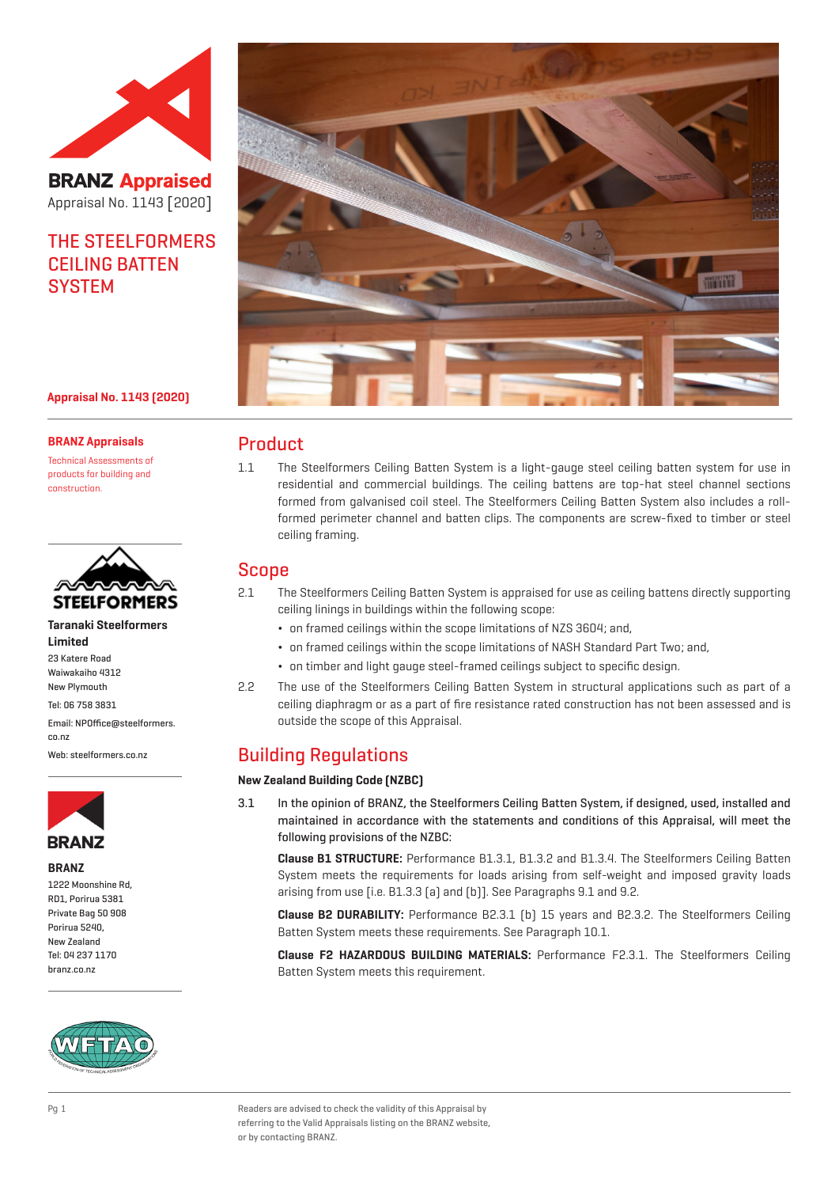**BRANZ Appraised**
Appraisal No. 1143 [2020]

# THE STEELFORMERS CEILING BATTEN SYSTEM

**Appraisal No. 1143 (2020)**

**BRANZ Appraisals**

Technical Assessments of products for building and construction.

**Taranaki Steelformers Limited**
23 Katere Road
Waiwakaiho 4312
New Plymouth
Tel: 06 758 3831
Email: NPOffice@steelformers.co.nz
Web: steelformers.co.nz

**BRANZ**
1222 Moonshine Rd,
RD1, Porirua 5381
Private Bag 50 908
Porirua 5240,
New Zealand
Tel: 04 237 1170
branz.co.nz

## Product

1.1 The Steelformers Ceiling Batten System is a light-gauge steel ceiling batten system for use in residential and commercial buildings. The ceiling battens are top-hat steel channel sections formed from galvanised coil steel. The Steelformers Ceiling Batten System also includes a roll-formed perimeter channel and batten clips. The components are screw-fixed to timber or steel ceiling framing.

## Scope

2.1 The Steelformers Ceiling Batten System is appraised for use as ceiling battens directly supporting ceiling linings in buildings within the following scope:

- on framed ceilings within the scope limitations of NZS 3604; and,
- on framed ceilings within the scope limitations of NASH Standard Part Two; and,
- on timber and light gauge steel-framed ceilings subject to specific design.

2.2 The use of the Steelformers Ceiling Batten System in structural applications such as part of a ceiling diaphragm or as a part of fire resistance rated construction has not been assessed and is outside the scope of this Appraisal.

## Building Regulations

### New Zealand Building Code (NZBC)

3.1 **In the opinion of BRANZ, the Steelformers Ceiling Batten System, if designed, used, installed and maintained in accordance with the statements and conditions of this Appraisal, will meet the following provisions of the NZBC:**

**Clause B1 STRUCTURE:** Performance B1.3.1, B1.3.2 and B1.3.4. The Steelformers Ceiling Batten System meets the requirements for loads arising from self-weight and imposed gravity loads arising from use [i.e. B1.3.3 (a) and (b)]. See Paragraphs 9.1 and 9.2.

**Clause B2 DURABILITY:** Performance B2.3.1 (b) 15 years and B2.3.2. The Steelformers Ceiling Batten System meets these requirements. See Paragraph 10.1.

**Clause F2 HAZARDOUS BUILDING MATERIALS:** Performance F2.3.1. The Steelformers Ceiling Batten System meets this requirement.

Readers are advised to check the validity of this Appraisal by referring to the Valid Appraisals listing on the BRANZ website, or by contacting BRANZ.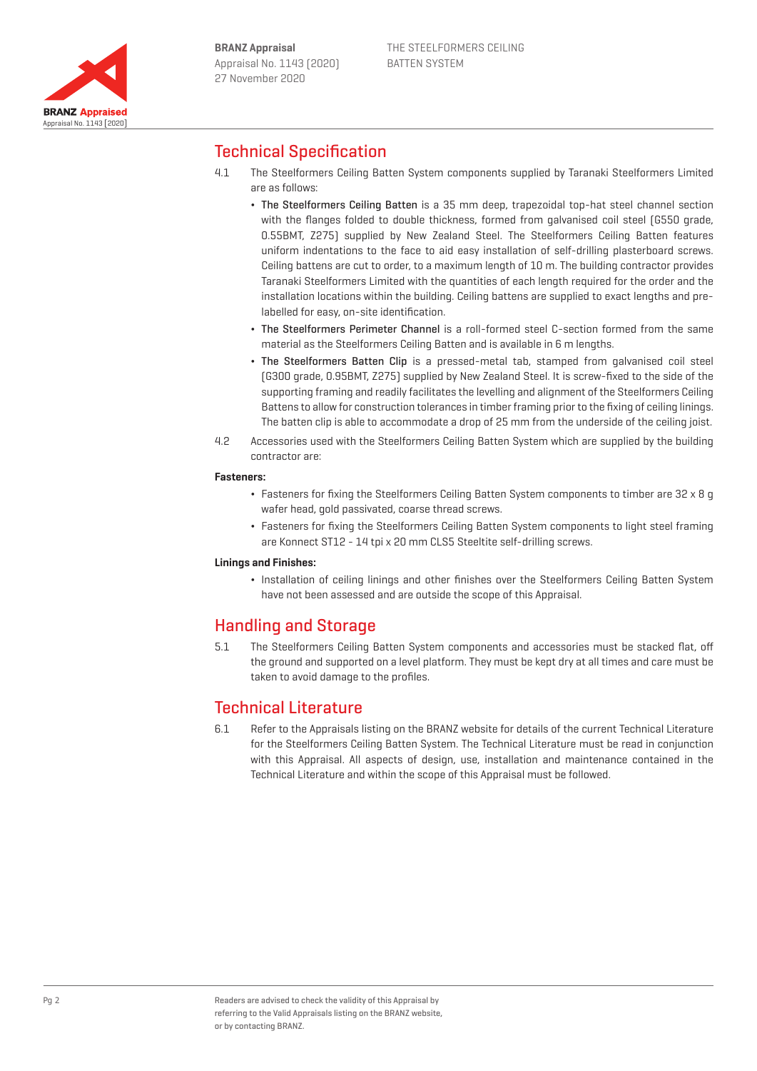## Technical Specification

4.1 The Steelformers Ceiling Batten System components supplied by Taranaki Steelformers Limited are as follows:

- **The Steelformers Ceiling Batten** is a 35 mm deep, trapezoidal top-hat steel channel section with the flanges folded to double thickness, formed from galvanised coil steel (G550 grade, 0.55BMT, Z275) supplied by New Zealand Steel. The Steelformers Ceiling Batten features uniform indentations to the face to aid easy installation of self-drilling plasterboard screws. Ceiling battens are cut to order, to a maximum length of 10 m. The building contractor provides Taranaki Steelformers Limited with the quantities of each length required for the order and the installation locations within the building. Ceiling battens are supplied to exact lengths and pre-labelled for easy, on-site identification.
- **The Steelformers Perimeter Channel** is a roll-formed steel C-section formed from the same material as the Steelformers Ceiling Batten and is available in 6 m lengths.
- **The Steelformers Batten Clip** is a pressed-metal tab, stamped from galvanised coil steel (G300 grade, 0.95BMT, Z275) supplied by New Zealand Steel. It is screw-fixed to the side of the supporting framing and readily facilitates the levelling and alignment of the Steelformers Ceiling Battens to allow for construction tolerances in timber framing prior to the fixing of ceiling linings. The batten clip is able to accommodate a drop of 25 mm from the underside of the ceiling joist.

4.2 Accessories used with the Steelformers Ceiling Batten System which are supplied by the building contractor are:

**Fasteners:**

- Fasteners for fixing the Steelformers Ceiling Batten System components to timber are 32 x 8 g wafer head, gold passivated, coarse thread screws.
- Fasteners for fixing the Steelformers Ceiling Batten System components to light steel framing are Konnect ST12 - 14 tpi x 20 mm CLS5 Steeltite self-drilling screws.

**Linings and Finishes:**

- Installation of ceiling linings and other finishes over the Steelformers Ceiling Batten System have not been assessed and are outside the scope of this Appraisal.

## Handling and Storage

5.1 The Steelformers Ceiling Batten System components and accessories must be stacked flat, off the ground and supported on a level platform. They must be kept dry at all times and care must be taken to avoid damage to the profiles.

## Technical Literature

6.1 Refer to the Appraisals listing on the BRANZ website for details of the current Technical Literature for the Steelformers Ceiling Batten System. The Technical Literature must be read in conjunction with this Appraisal. All aspects of design, use, installation and maintenance contained in the Technical Literature and within the scope of this Appraisal must be followed.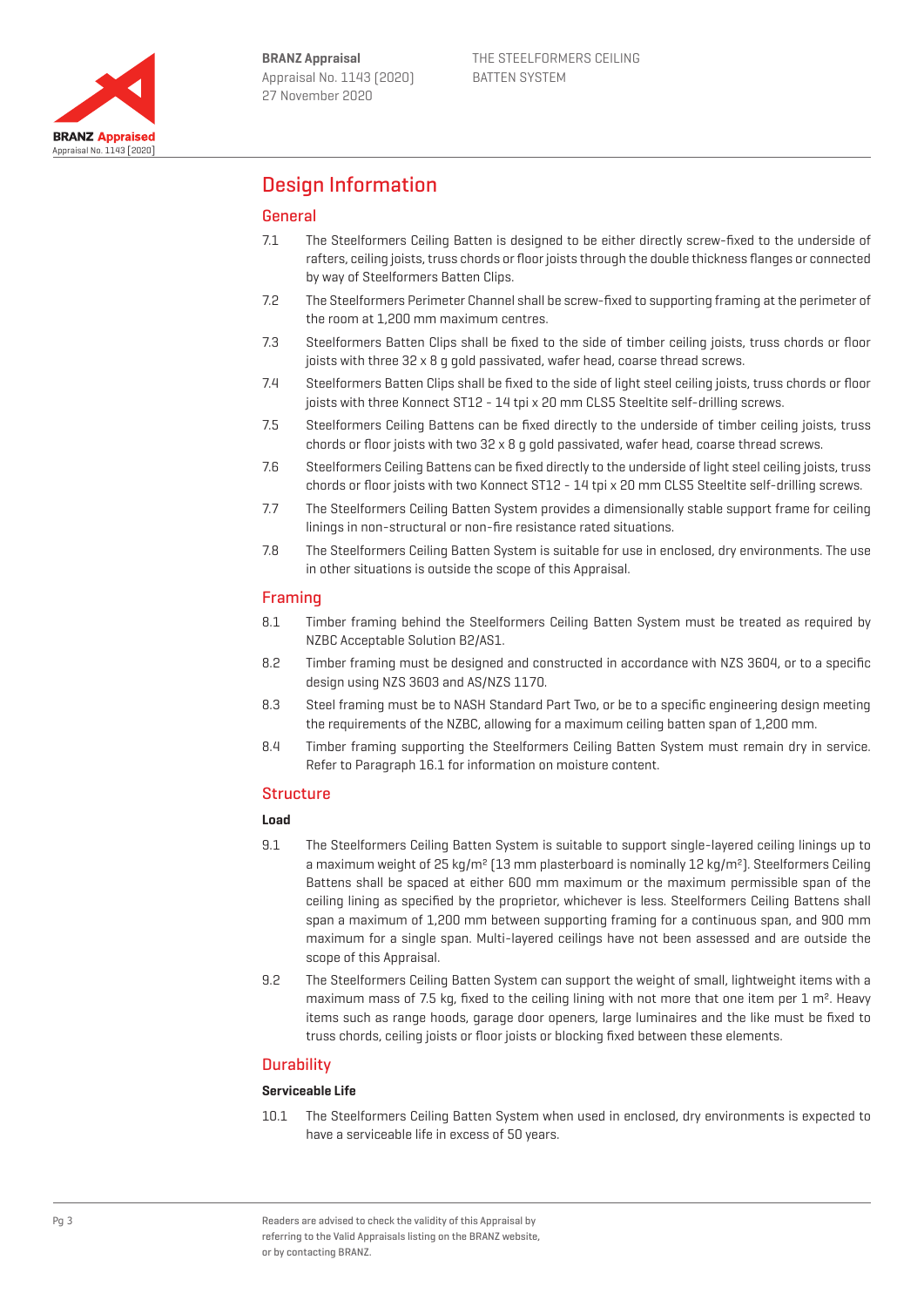# Design Information

## General

7.1 The Steelformers Ceiling Batten is designed to be either directly screw-fixed to the underside of rafters, ceiling joists, truss chords or floor joists through the double thickness flanges or connected by way of Steelformers Batten Clips.

7.2 The Steelformers Perimeter Channel shall be screw-fixed to supporting framing at the perimeter of the room at 1,200 mm maximum centres.

7.3 Steelformers Batten Clips shall be fixed to the side of timber ceiling joists, truss chords or floor joists with three 32 x 8 g gold passivated, wafer head, coarse thread screws.

7.4 Steelformers Batten Clips shall be fixed to the side of light steel ceiling joists, truss chords or floor joists with three Konnect ST12 - 14 tpi x 20 mm CLS5 Steeltite self-drilling screws.

7.5 Steelformers Ceiling Battens can be fixed directly to the underside of timber ceiling joists, truss chords or floor joists with two 32 x 8 g gold passivated, wafer head, coarse thread screws.

7.6 Steelformers Ceiling Battens can be fixed directly to the underside of light steel ceiling joists, truss chords or floor joists with two Konnect ST12 - 14 tpi x 20 mm CLS5 Steeltite self-drilling screws.

7.7 The Steelformers Ceiling Batten System provides a dimensionally stable support frame for ceiling linings in non-structural or non-fire resistance rated situations.

7.8 The Steelformers Ceiling Batten System is suitable for use in enclosed, dry environments. The use in other situations is outside the scope of this Appraisal.

## Framing

8.1 Timber framing behind the Steelformers Ceiling Batten System must be treated as required by NZBC Acceptable Solution B2/AS1.

8.2 Timber framing must be designed and constructed in accordance with NZS 3604, or to a specific design using NZS 3603 and AS/NZS 1170.

8.3 Steel framing must be to NASH Standard Part Two, or be to a specific engineering design meeting the requirements of the NZBC, allowing for a maximum ceiling batten span of 1,200 mm.

8.4 Timber framing supporting the Steelformers Ceiling Batten System must remain dry in service. Refer to Paragraph 16.1 for information on moisture content.

## Structure

### Load

9.1 The Steelformers Ceiling Batten System is suitable to support single-layered ceiling linings up to a maximum weight of 25 kg/m² (13 mm plasterboard is nominally 12 kg/m²). Steelformers Ceiling Battens shall be spaced at either 600 mm maximum or the maximum permissible span of the ceiling lining as specified by the proprietor, whichever is less. Steelformers Ceiling Battens shall span a maximum of 1,200 mm between supporting framing for a continuous span, and 900 mm maximum for a single span. Multi-layered ceilings have not been assessed and are outside the scope of this Appraisal.

9.2 The Steelformers Ceiling Batten System can support the weight of small, lightweight items with a maximum mass of 7.5 kg, fixed to the ceiling lining with not more that one item per 1 m². Heavy items such as range hoods, garage door openers, large luminaires and the like must be fixed to truss chords, ceiling joists or floor joists or blocking fixed between these elements.

## Durability

### Serviceable Life

10.1 The Steelformers Ceiling Batten System when used in enclosed, dry environments is expected to have a serviceable life in excess of 50 years.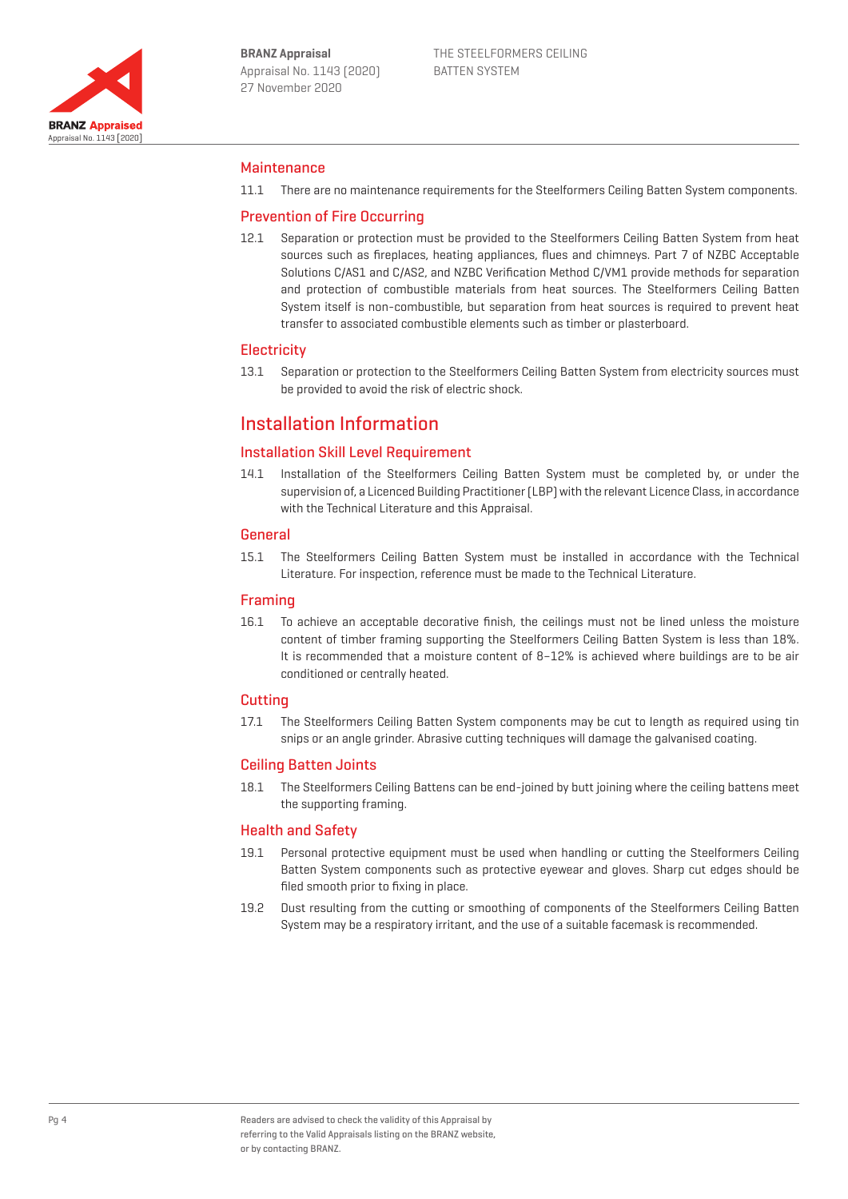## Maintenance

11.1 There are no maintenance requirements for the Steelformers Ceiling Batten System components.

## Prevention of Fire Occurring

12.1 Separation or protection must be provided to the Steelformers Ceiling Batten System from heat sources such as fireplaces, heating appliances, flues and chimneys. Part 7 of NZBC Acceptable Solutions C/AS1 and C/AS2, and NZBC Verification Method C/VM1 provide methods for separation and protection of combustible materials from heat sources. The Steelformers Ceiling Batten System itself is non-combustible, but separation from heat sources is required to prevent heat transfer to associated combustible elements such as timber or plasterboard.

## Electricity

13.1 Separation or protection to the Steelformers Ceiling Batten System from electricity sources must be provided to avoid the risk of electric shock.

# Installation Information

## Installation Skill Level Requirement

14.1 Installation of the Steelformers Ceiling Batten System must be completed by, or under the supervision of, a Licenced Building Practitioner (LBP) with the relevant Licence Class, in accordance with the Technical Literature and this Appraisal.

## General

15.1 The Steelformers Ceiling Batten System must be installed in accordance with the Technical Literature. For inspection, reference must be made to the Technical Literature.

## Framing

16.1 To achieve an acceptable decorative finish, the ceilings must not be lined unless the moisture content of timber framing supporting the Steelformers Ceiling Batten System is less than 18%. It is recommended that a moisture content of 8–12% is achieved where buildings are to be air conditioned or centrally heated.

## Cutting

17.1 The Steelformers Ceiling Batten System components may be cut to length as required using tin snips or an angle grinder. Abrasive cutting techniques will damage the galvanised coating.

## Ceiling Batten Joints

18.1 The Steelformers Ceiling Battens can be end-joined by butt joining where the ceiling battens meet the supporting framing.

## Health and Safety

19.1 Personal protective equipment must be used when handling or cutting the Steelformers Ceiling Batten System components such as protective eyewear and gloves. Sharp cut edges should be filed smooth prior to fixing in place.

19.2 Dust resulting from the cutting or smoothing of components of the Steelformers Ceiling Batten System may be a respiratory irritant, and the use of a suitable facemask is recommended.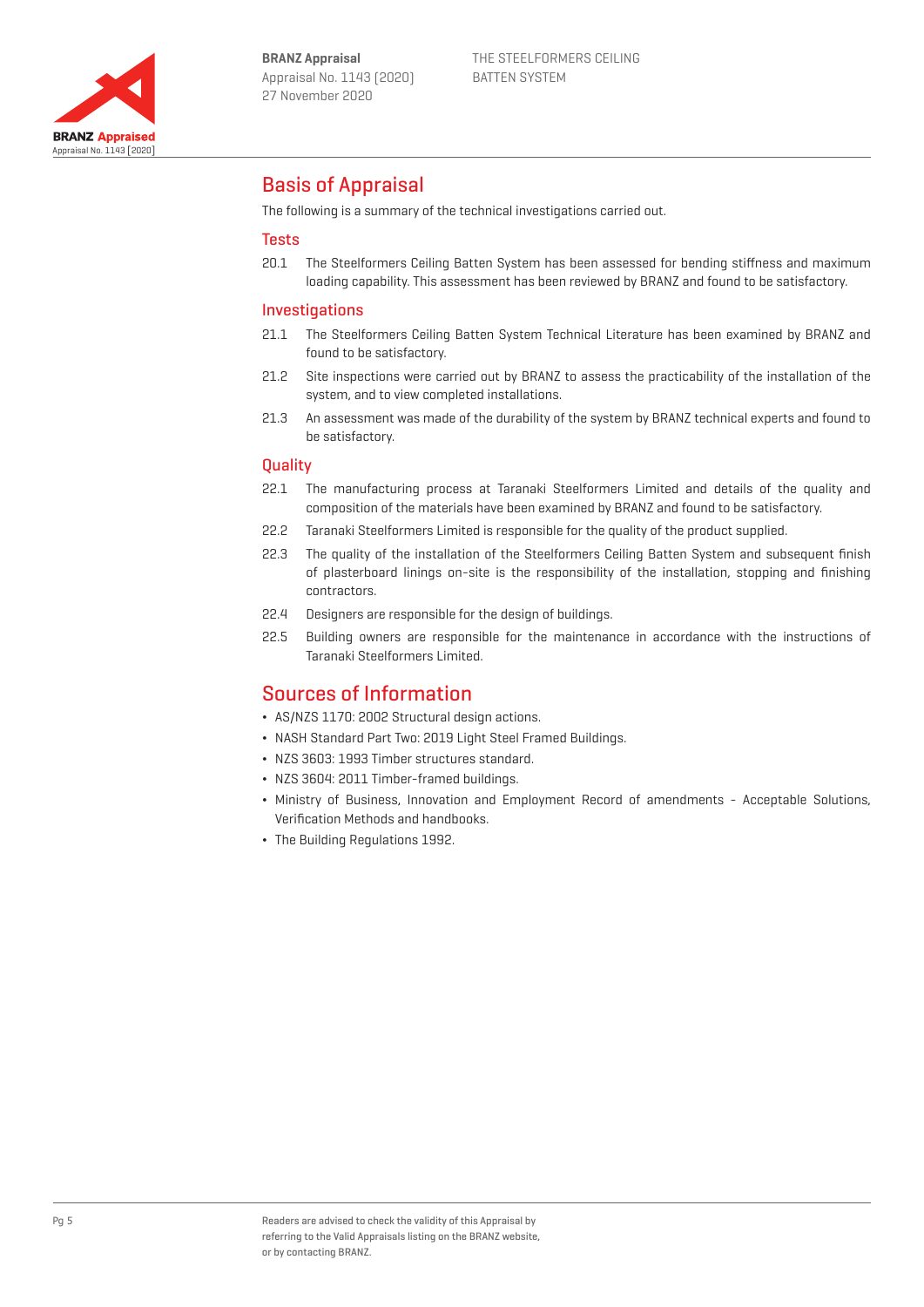# Basis of Appraisal

The following is a summary of the technical investigations carried out.

## Tests

20.1 The Steelformers Ceiling Batten System has been assessed for bending stiffness and maximum loading capability. This assessment has been reviewed by BRANZ and found to be satisfactory.

## Investigations

21.1 The Steelformers Ceiling Batten System Technical Literature has been examined by BRANZ and found to be satisfactory.

21.2 Site inspections were carried out by BRANZ to assess the practicability of the installation of the system, and to view completed installations.

21.3 An assessment was made of the durability of the system by BRANZ technical experts and found to be satisfactory.

## Quality

22.1 The manufacturing process at Taranaki Steelformers Limited and details of the quality and composition of the materials have been examined by BRANZ and found to be satisfactory.

22.2 Taranaki Steelformers Limited is responsible for the quality of the product supplied.

22.3 The quality of the installation of the Steelformers Ceiling Batten System and subsequent finish of plasterboard linings on-site is the responsibility of the installation, stopping and finishing contractors.

22.4 Designers are responsible for the design of buildings.

22.5 Building owners are responsible for the maintenance in accordance with the instructions of Taranaki Steelformers Limited.

# Sources of Information

- AS/NZS 1170: 2002 Structural design actions.
- NASH Standard Part Two: 2019 Light Steel Framed Buildings.
- NZS 3603: 1993 Timber structures standard.
- NZS 3604: 2011 Timber-framed buildings.
- Ministry of Business, Innovation and Employment Record of amendments - Acceptable Solutions, Verification Methods and handbooks.
- The Building Regulations 1992.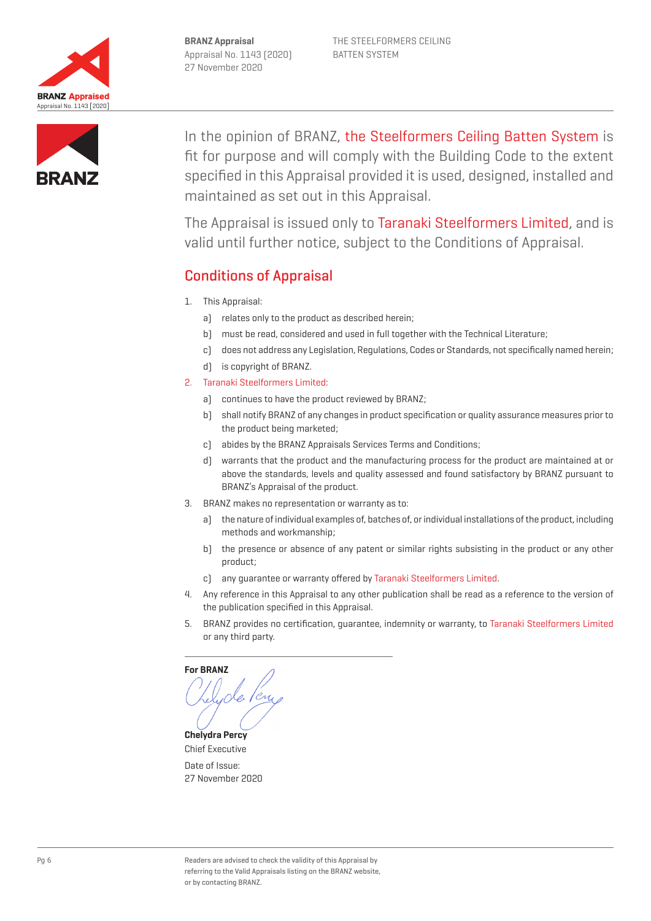**BRANZ Appraisal**
Appraisal No. 1143 [2020]
27 November 2020

THE STEELFORMERS CEILING BATTEN SYSTEM

In the opinion of BRANZ, the Steelformers Ceiling Batten System is fit for purpose and will comply with the Building Code to the extent specified in this Appraisal provided it is used, designed, installed and maintained as set out in this Appraisal.

The Appraisal is issued only to Taranaki Steelformers Limited, and is valid until further notice, subject to the Conditions of Appraisal.

## Conditions of Appraisal

1. This Appraisal:
   a) relates only to the product as described herein;
   b) must be read, considered and used in full together with the Technical Literature;
   c) does not address any Legislation, Regulations, Codes or Standards, not specifically named herein;
   d) is copyright of BRANZ.
2. Taranaki Steelformers Limited:
   a) continues to have the product reviewed by BRANZ;
   b) shall notify BRANZ of any changes in product specification or quality assurance measures prior to the product being marketed;
   c) abides by the BRANZ Appraisals Services Terms and Conditions;
   d) warrants that the product and the manufacturing process for the product are maintained at or above the standards, levels and quality assessed and found satisfactory by BRANZ pursuant to BRANZ's Appraisal of the product.
3. BRANZ makes no representation or warranty as to:
   a) the nature of individual examples of, batches of, or individual installations of the product, including methods and workmanship;
   b) the presence or absence of any patent or similar rights subsisting in the product or any other product;
   c) any guarantee or warranty offered by Taranaki Steelformers Limited.
4. Any reference in this Appraisal to any other publication shall be read as a reference to the version of the publication specified in this Appraisal.
5. BRANZ provides no certification, guarantee, indemnity or warranty, to Taranaki Steelformers Limited or any third party.

**For BRANZ**

**Chelydra Percy**
Chief Executive

Date of Issue:
27 November 2020

Readers are advised to check the validity of this Appraisal by referring to the Valid Appraisals listing on the BRANZ website, or by contacting BRANZ.